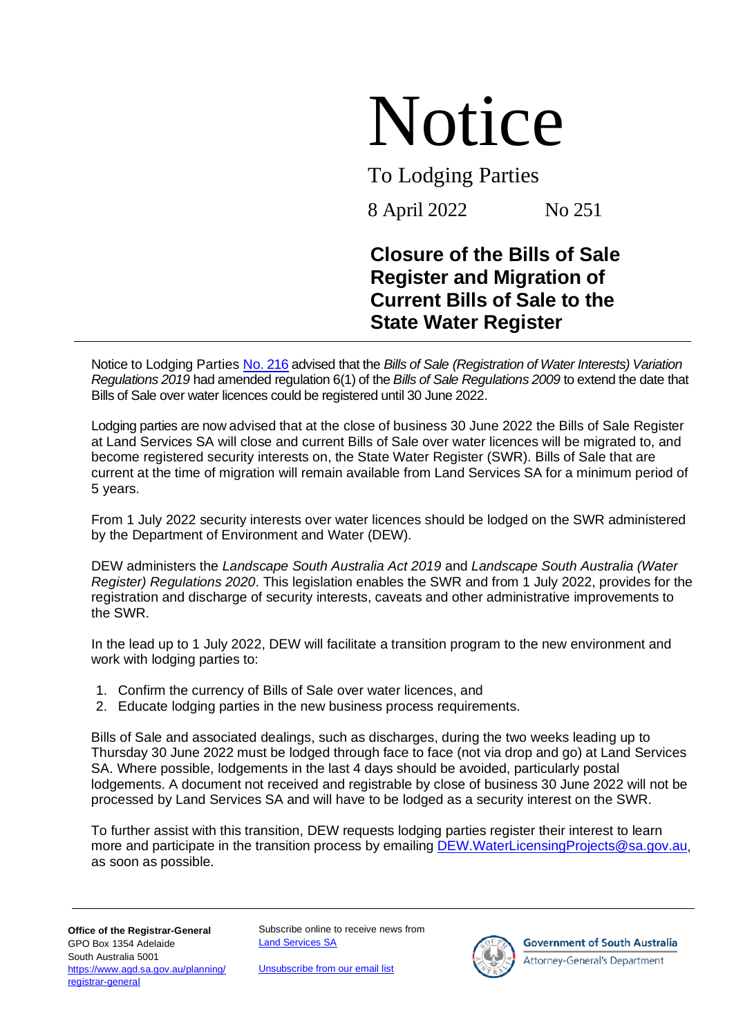# Notice

To Lodging Parties

8 April 2022 No 251

## Closure of the Bills of Sale Register and Migration of Current Bills of Sale to the State Water Register

Notice to Lodging Parties [No. 216] advised that the *Bills of Sale (Registration of Water Interests) Variation Regulations 2019* had amended regulation 6(1) of the *Bills of Sale Regulations 2009* to extend the date that Bills of Sale over water licences could be registered until 30 June 2022.

Lodging parties are now advised that at the close of business 30 June 2022 the Bills of Sale Register at Land Services SA will close and current Bills of Sale over water licences will be migrated to, and become registered security interests on, the State Water Register (SWR). Bills of Sale that are current at the time of migration will remain available from Land Services SA for a minimum period of 5 years.

From 1 July 2022 security interests over water licences should be lodged on the SWR administered by the Department of Environment and Water (DEW).

DEW administers the *Landscape South Australia Act 2019* and *Landscape South Australia (Water Register) Regulations 2020*. This legislation enables the SWR and from 1 July 2022, provides for the registration and discharge of security interests, caveats and other administrative improvements to the SWR.

In the lead up to 1 July 2022, DEW will facilitate a transition program to the new environment and work with lodging parties to:

1. Confirm the currency of Bills of Sale over water licences, and
2. Educate lodging parties in the new business process requirements.

Bills of Sale and associated dealings, such as discharges, during the two weeks leading up to Thursday 30 June 2022 must be lodged through face to face (not via drop and go) at Land Services SA. Where possible, lodgements in the last 4 days should be avoided, particularly postal lodgements. A document not received and registrable by close of business 30 June 2022 will not be processed by Land Services SA and will have to be lodged as a security interest on the SWR.

To further assist with this transition, DEW requests lodging parties register their interest to learn more and participate in the transition process by emailing DEW.WaterLicensingProjects@sa.gov.au, as soon as possible.

---

**Office of the Registrar-General**
GPO Box 1354 Adelaide
South Australia 5001
https://www.agd.sa.gov.au/planning/registrar-general

Subscribe online to receive news from [Land Services SA]

[Unsubscribe from our email list]

Government of South Australia
Attorney-General's Department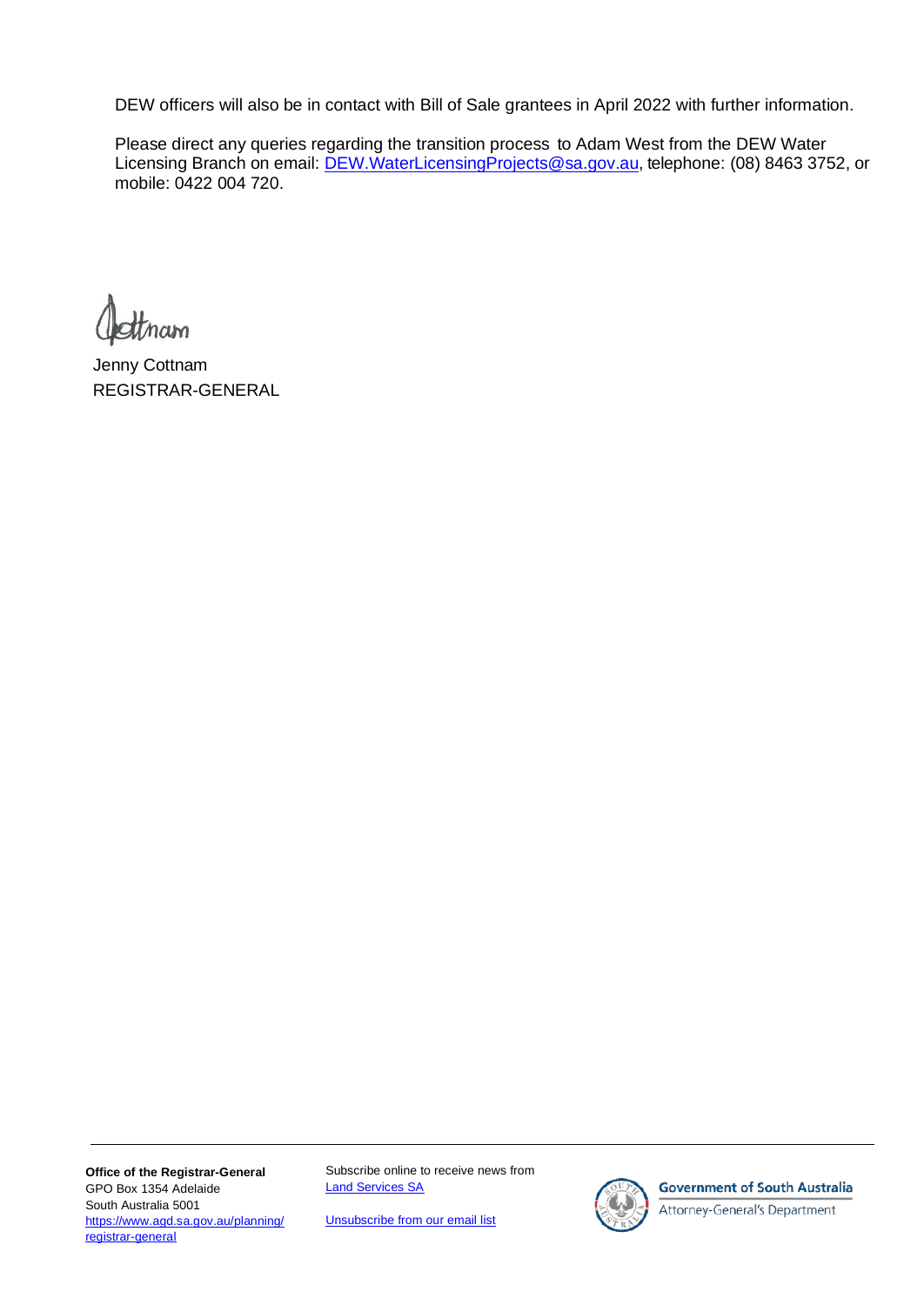DEW officers will also be in contact with Bill of Sale grantees in April 2022 with further information.

Please direct any queries regarding the transition process to Adam West from the DEW Water Licensing Branch on email: [DEW.WaterLicensingProjects@sa.gov.au](mailto:DEW.WaterLicensingProjects@sa.gov.au), telephone: (08) 8463 3752, or mobile: 0422 004 720.

Jenny Cottnam
REGISTRAR-GENERAL

**Office of the Registrar-General**
GPO Box 1354 Adelaide
South Australia 5001
[https://www.agd.sa.gov.au/planning/registrar-general](https://www.agd.sa.gov.au/planning/registrar-general)

Subscribe online to receive news from [Land Services SA](#)

[Unsubscribe from our email list](#)

Government of South Australia
Attorney-General's Department